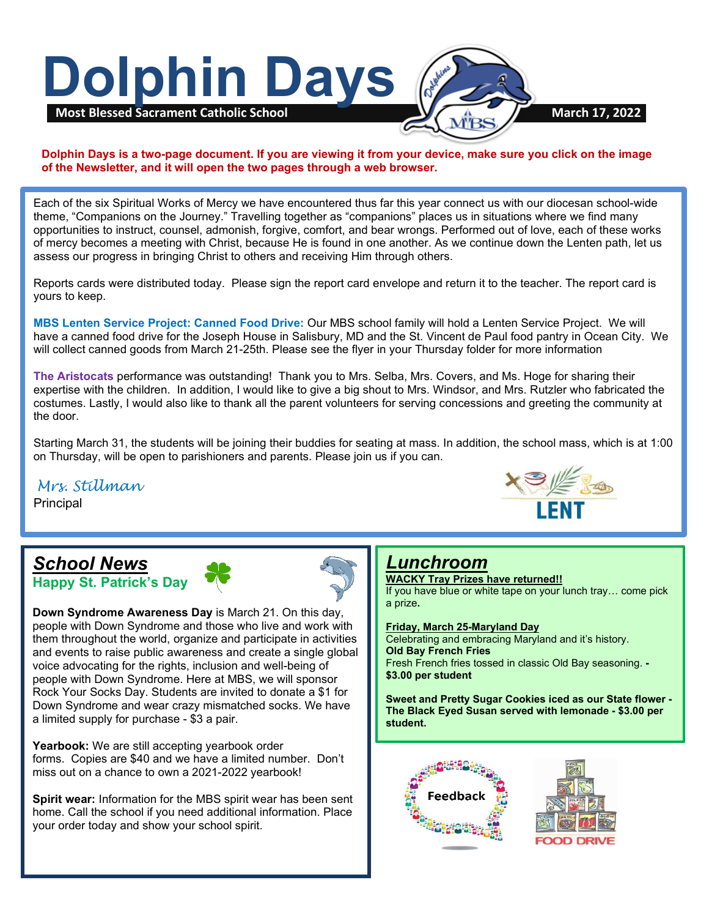# Dolphin Days

**Most Blessed Sacrament Catholic School** | **March 17, 2022**

**Dolphin Days is a two-page document. If you are viewing it from your device, make sure you click on the image of the Newsletter, and it will open the two pages through a web browser.**

Each of the six Spiritual Works of Mercy we have encountered thus far this year connect us with our diocesan school-wide theme, "Companions on the Journey." Travelling together as "companions" places us in situations where we find many opportunities to instruct, counsel, admonish, forgive, comfort, and bear wrongs. Performed out of love, each of these works of mercy becomes a meeting with Christ, because He is found in one another. As we continue down the Lenten path, let us assess our progress in bringing Christ to others and receiving Him through others.

Reports cards were distributed today. Please sign the report card envelope and return it to the teacher. The report card is yours to keep.

**MBS Lenten Service Project: Canned Food Drive:** Our MBS school family will hold a Lenten Service Project. We will have a canned food drive for the Joseph House in Salisbury, MD and the St. Vincent de Paul food pantry in Ocean City. We will collect canned goods from March 21-25th. Please see the flyer in your Thursday folder for more information

**The Aristocats** performance was outstanding! Thank you to Mrs. Selba, Mrs. Covers, and Ms. Hoge for sharing their expertise with the children. In addition, I would like to give a big shout to Mrs. Windsor, and Mrs. Rutzler who fabricated the costumes. Lastly, I would also like to thank all the parent volunteers for serving concessions and greeting the community at the door.

Starting March 31, the students will be joining their buddies for seating at mass. In addition, the school mass, which is at 1:00 on Thursday, will be open to parishioners and parents. Please join us if you can.

*Mrs. Stillman*
Principal

## School News

### Happy St. Patrick's Day

**Down Syndrome Awareness Day** is March 21. On this day, people with Down Syndrome and those who live and work with them throughout the world, organize and participate in activities and events to raise public awareness and create a single global voice advocating for the rights, inclusion and well-being of people with Down Syndrome. Here at MBS, we will sponsor Rock Your Socks Day. Students are invited to donate a $1 for Down Syndrome and wear crazy mismatched socks. We have a limited supply for purchase - $3 a pair.

**Yearbook:** We are still accepting yearbook order forms. Copies are $40 and we have a limited number. Don't miss out on a chance to own a 2021-2022 yearbook!

**Spirit wear:** Information for the MBS spirit wear has been sent home. Call the school if you need additional information. Place your order today and show your school spirit.

## Lunchroom

**WACKY Tray Prizes have returned!!**
If you have blue or white tape on your lunch tray… come pick a prize**.**

**Friday, March 25-Maryland Day**
Celebrating and embracing Maryland and it's history.
**Old Bay French Fries**
Fresh French fries tossed in classic Old Bay seasoning. **- $3.00 per student**

**Sweet and Pretty Sugar Cookies iced as our State flower - The Black Eyed Susan served with lemonade - $3.00 per student.**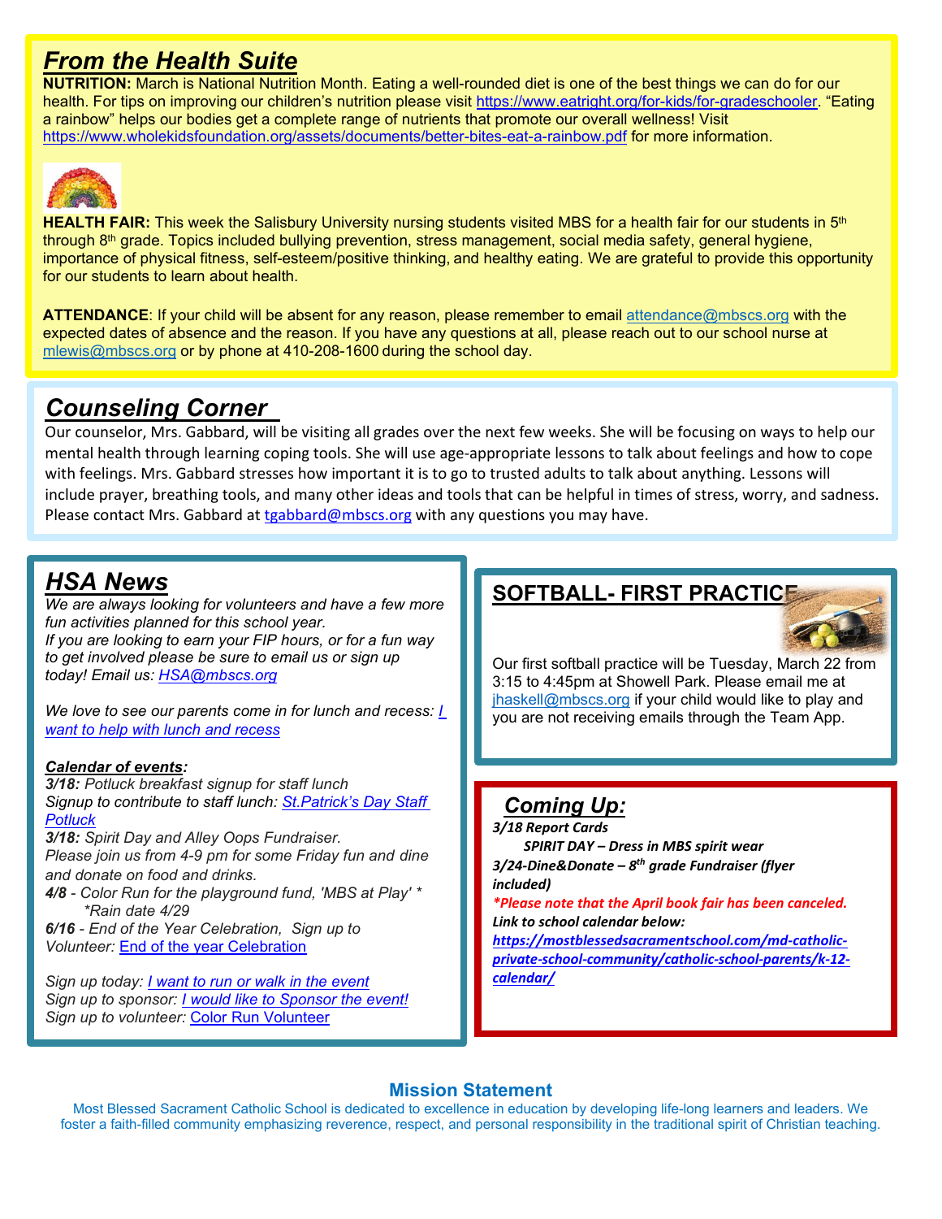## *From the Health Suite*

**NUTRITION:** March is National Nutrition Month. Eating a well-rounded diet is one of the best things we can do for our health. For tips on improving our children's nutrition please visit https://www.eatright.org/for-kids/for-gradeschooler. "Eating a rainbow" helps our bodies get a complete range of nutrients that promote our overall wellness! Visit https://www.wholekidsfoundation.org/assets/documents/better-bites-eat-a-rainbow.pdf for more information.

**HEALTH FAIR:** This week the Salisbury University nursing students visited MBS for a health fair for our students in 5th through 8th grade. Topics included bullying prevention, stress management, social media safety, general hygiene, importance of physical fitness, self-esteem/positive thinking, and healthy eating. We are grateful to provide this opportunity for our students to learn about health.

**ATTENDANCE**: If your child will be absent for any reason, please remember to email attendance@mbscs.org with the expected dates of absence and the reason. If you have any questions at all, please reach out to our school nurse at mlewis@mbscs.org or by phone at 410-208-1600 during the school day.

## *Counseling Corner*

Our counselor, Mrs. Gabbard, will be visiting all grades over the next few weeks. She will be focusing on ways to help our mental health through learning coping tools. She will use age-appropriate lessons to talk about feelings and how to cope with feelings. Mrs. Gabbard stresses how important it is to go to trusted adults to talk about anything. Lessons will include prayer, breathing tools, and many other ideas and tools that can be helpful in times of stress, worry, and sadness. Please contact Mrs. Gabbard at tgabbard@mbscs.org with any questions you may have.

## *HSA News*

*We are always looking for volunteers and have a few more fun activities planned for this school year.*
*If you are looking to earn your FIP hours, or for a fun way to get involved please be sure to email us or sign up today! Email us: HSA@mbscs.org*

*We love to see our parents come in for lunch and recess: I want to help with lunch and recess*

***Calendar of events:***
***3/18:*** *Potluck breakfast signup for staff lunch*
*Signup to contribute to staff lunch: St.Patrick's Day Staff Potluck*
***3/18:*** *Spirit Day and Alley Oops Fundraiser.*
*Please join us from 4-9 pm for some Friday fun and dine and donate on food and drinks.*
***4/8*** *- Color Run for the playground fund, 'MBS at Play' \**
*\*Rain date 4/29*
***6/16*** *- End of the Year Celebration, Sign up to Volunteer:* End of the year Celebration

*Sign up today: I want to run or walk in the event*
*Sign up to sponsor: I would like to Sponsor the event!*
*Sign up to volunteer:* Color Run Volunteer

## SOFTBALL- FIRST PRACTICE

Our first softball practice will be Tuesday, March 22 from 3:15 to 4:45pm at Showell Park. Please email me at jhaskell@mbscs.org if your child would like to play and you are not receiving emails through the Team App.

## *Coming Up:*

***3/18 Report Cards***
***SPIRIT DAY – Dress in MBS spirit wear***
***3/24-Dine&Donate – 8th grade Fundraiser (flyer included)***
***\*Please note that the April book fair has been canceled.***
***Link to school calendar below:***
***https://mostblessedsacramentschool.com/md-catholic-private-school-community/catholic-school-parents/k-12-calendar/***

### Mission Statement

Most Blessed Sacrament Catholic School is dedicated to excellence in education by developing life-long learners and leaders. We foster a faith-filled community emphasizing reverence, respect, and personal responsibility in the traditional spirit of Christian teaching.